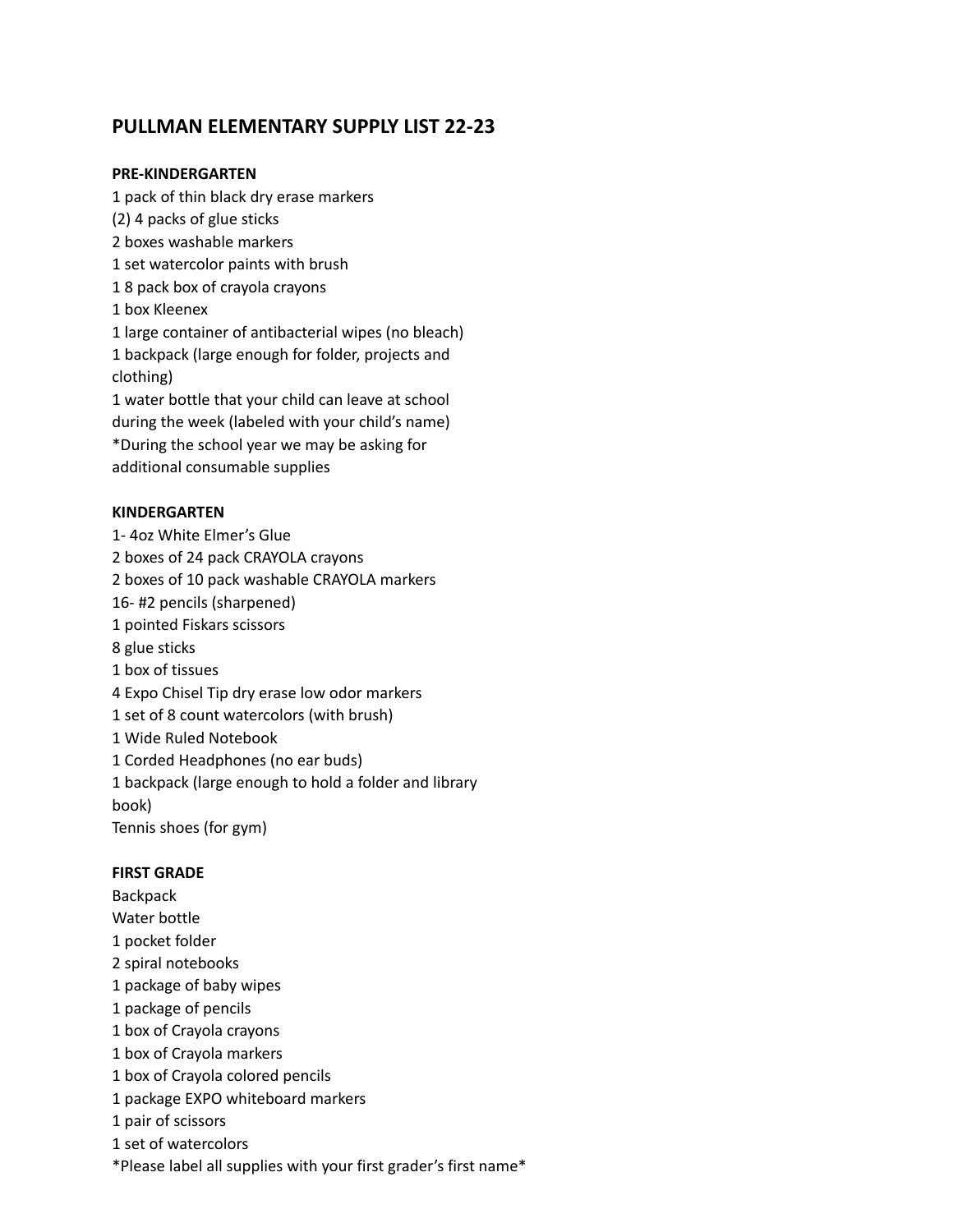# PULLMAN ELEMENTARY SUPPLY LIST 22-23

**PRE-KINDERGARTEN**

1 pack of thin black dry erase markers
(2) 4 packs of glue sticks
2 boxes washable markers
1 set watercolor paints with brush
1 8 pack box of crayola crayons
1 box Kleenex
1 large container of antibacterial wipes (no bleach)
1 backpack (large enough for folder, projects and clothing)
1 water bottle that your child can leave at school during the week (labeled with your child's name)
*During the school year we may be asking for additional consumable supplies

**KINDERGARTEN**

1- 4oz White Elmer's Glue
2 boxes of 24 pack CRAYOLA crayons
2 boxes of 10 pack washable CRAYOLA markers
16- #2 pencils (sharpened)
1 pointed Fiskars scissors
8 glue sticks
1 box of tissues
4 Expo Chisel Tip dry erase low odor markers
1 set of 8 count watercolors (with brush)
1 Wide Ruled Notebook
1 Corded Headphones (no ear buds)
1 backpack (large enough to hold a folder and library book)
Tennis shoes (for gym)

**FIRST GRADE**

Backpack
Water bottle
1 pocket folder
2 spiral notebooks
1 package of baby wipes
1 package of pencils
1 box of Crayola crayons
1 box of Crayola markers
1 box of Crayola colored pencils
1 package EXPO whiteboard markers
1 pair of scissors
1 set of watercolors
*Please label all supplies with your first grader's first name*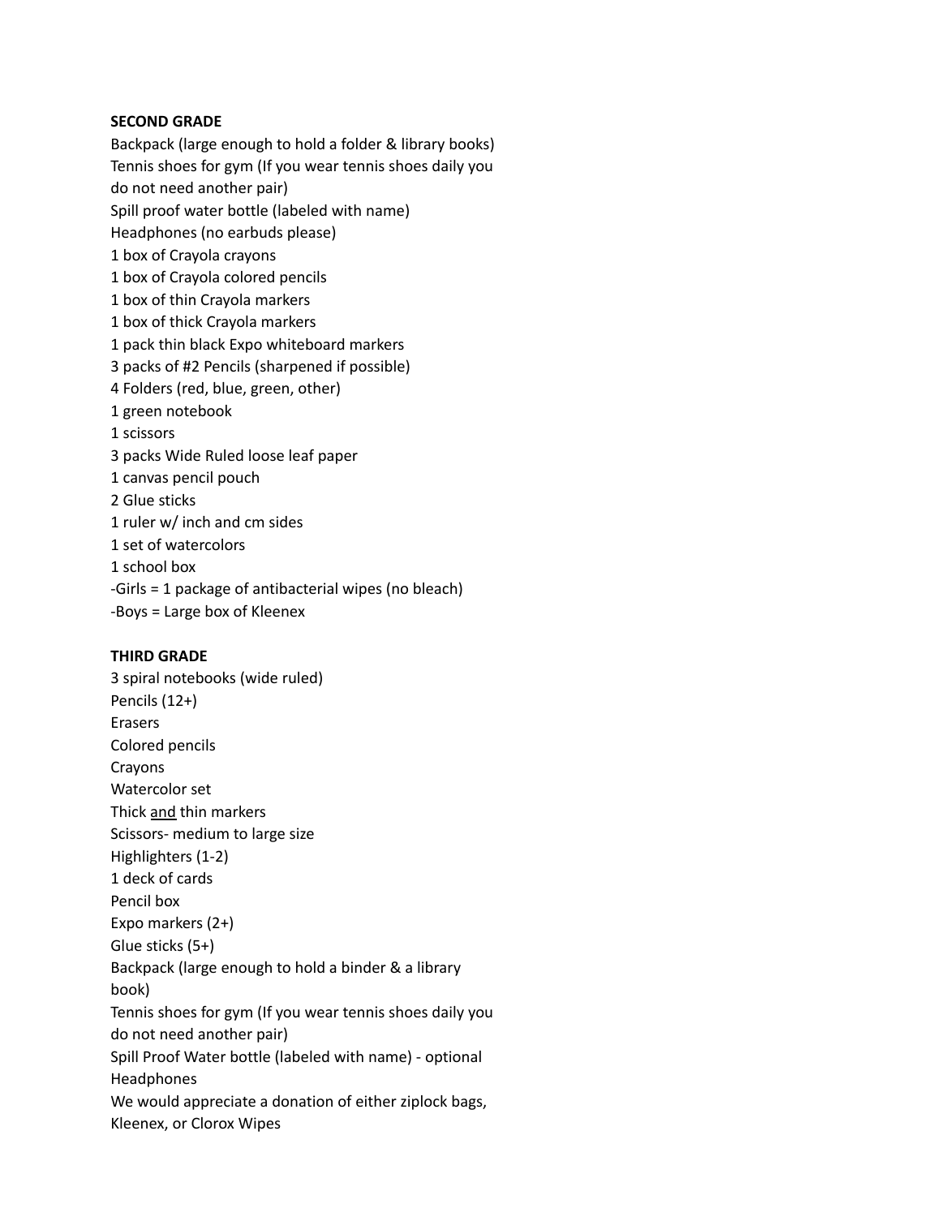**SECOND GRADE**

Backpack (large enough to hold a folder & library books)
Tennis shoes for gym (If you wear tennis shoes daily you do not need another pair)
Spill proof water bottle (labeled with name)
Headphones (no earbuds please)
1 box of Crayola crayons
1 box of Crayola colored pencils
1 box of thin Crayola markers
1 box of thick Crayola markers
1 pack thin black Expo whiteboard markers
3 packs of #2 Pencils (sharpened if possible)
4 Folders (red, blue, green, other)
1 green notebook
1 scissors
3 packs Wide Ruled loose leaf paper
1 canvas pencil pouch
2 Glue sticks
1 ruler w/ inch and cm sides
1 set of watercolors
1 school box
-Girls = 1 package of antibacterial wipes (no bleach)
-Boys = Large box of Kleenex

**THIRD GRADE**

3 spiral notebooks (wide ruled)
Pencils (12+)
Erasers
Colored pencils
Crayons
Watercolor set
Thick <u>and</u> thin markers
Scissors- medium to large size
Highlighters (1-2)
1 deck of cards
Pencil box
Expo markers (2+)
Glue sticks (5+)
Backpack (large enough to hold a binder & a library book)
Tennis shoes for gym (If you wear tennis shoes daily you do not need another pair)
Spill Proof Water bottle (labeled with name) - optional
Headphones
We would appreciate a donation of either ziplock bags, Kleenex, or Clorox Wipes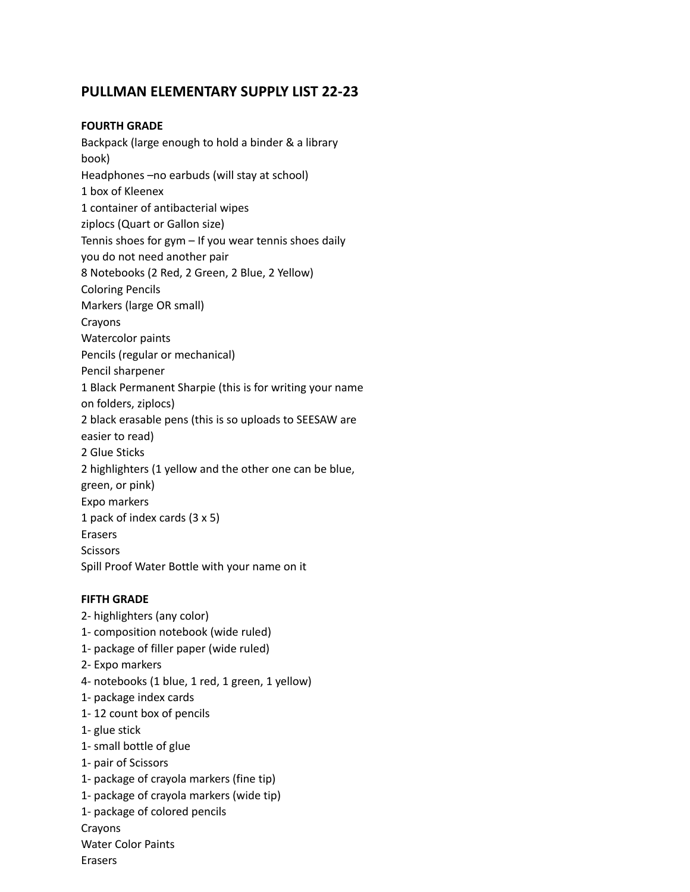# PULLMAN ELEMENTARY SUPPLY LIST 22-23

**FOURTH GRADE**

Backpack (large enough to hold a binder & a library book)
Headphones –no earbuds (will stay at school)
1 box of Kleenex
1 container of antibacterial wipes
ziplocs (Quart or Gallon size)
Tennis shoes for gym – If you wear tennis shoes daily you do not need another pair
8 Notebooks (2 Red, 2 Green, 2 Blue, 2 Yellow)
Coloring Pencils
Markers (large OR small)
Crayons
Watercolor paints
Pencils (regular or mechanical)
Pencil sharpener
1 Black Permanent Sharpie (this is for writing your name on folders, ziplocs)
2 black erasable pens (this is so uploads to SEESAW are easier to read)
2 Glue Sticks
2 highlighters (1 yellow and the other one can be blue, green, or pink)
Expo markers
1 pack of index cards (3 x 5)
Erasers
Scissors
Spill Proof Water Bottle with your name on it

**FIFTH GRADE**

2- highlighters (any color)
1- composition notebook (wide ruled)
1- package of filler paper (wide ruled)
2- Expo markers
4- notebooks (1 blue, 1 red, 1 green, 1 yellow)
1- package index cards
1- 12 count box of pencils
1- glue stick
1- small bottle of glue
1- pair of Scissors
1- package of crayola markers (fine tip)
1- package of crayola markers (wide tip)
1- package of colored pencils
Crayons
Water Color Paints
Erasers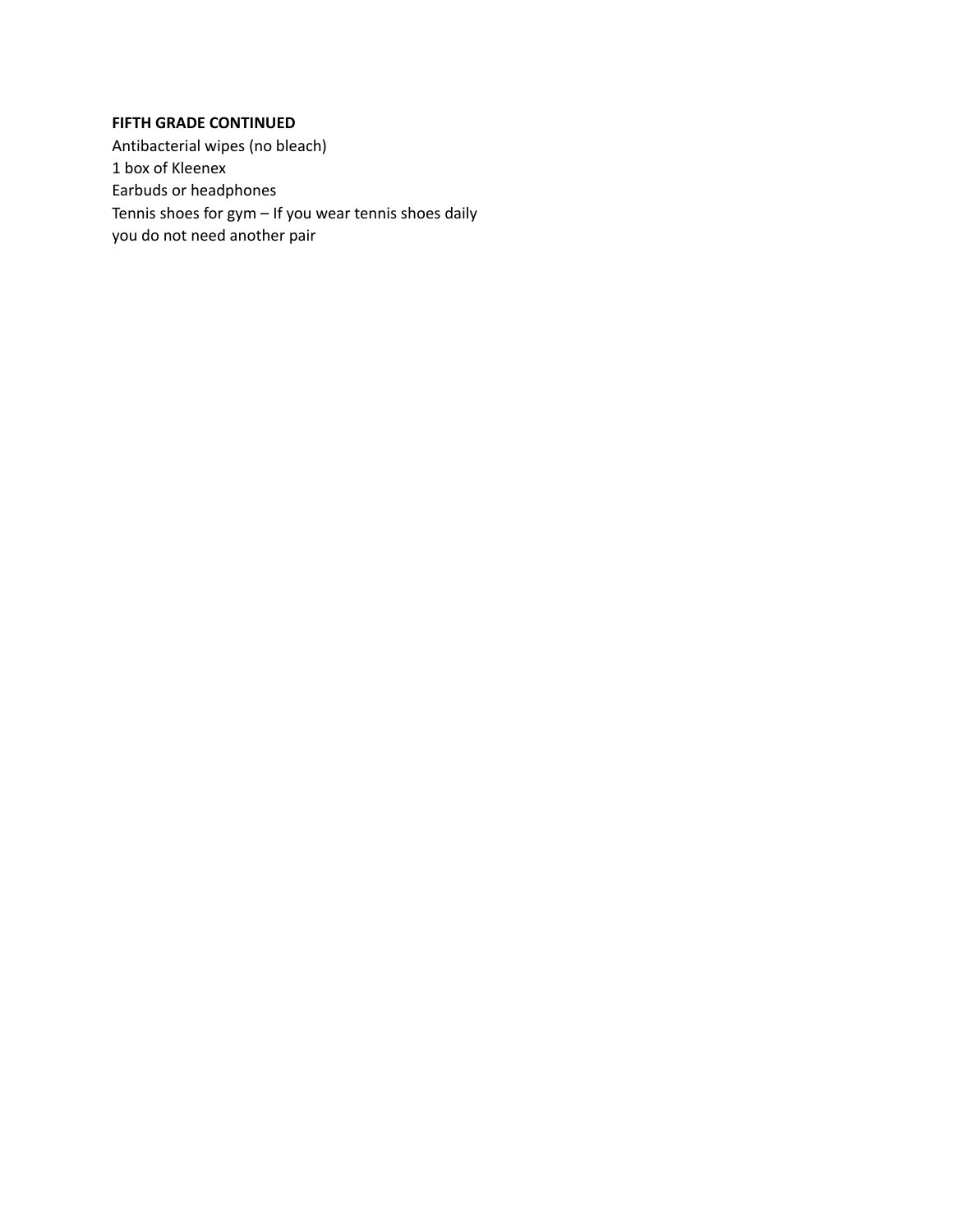**FIFTH GRADE CONTINUED**

Antibacterial wipes (no bleach)
1 box of Kleenex
Earbuds or headphones
Tennis shoes for gym – If you wear tennis shoes daily you do not need another pair